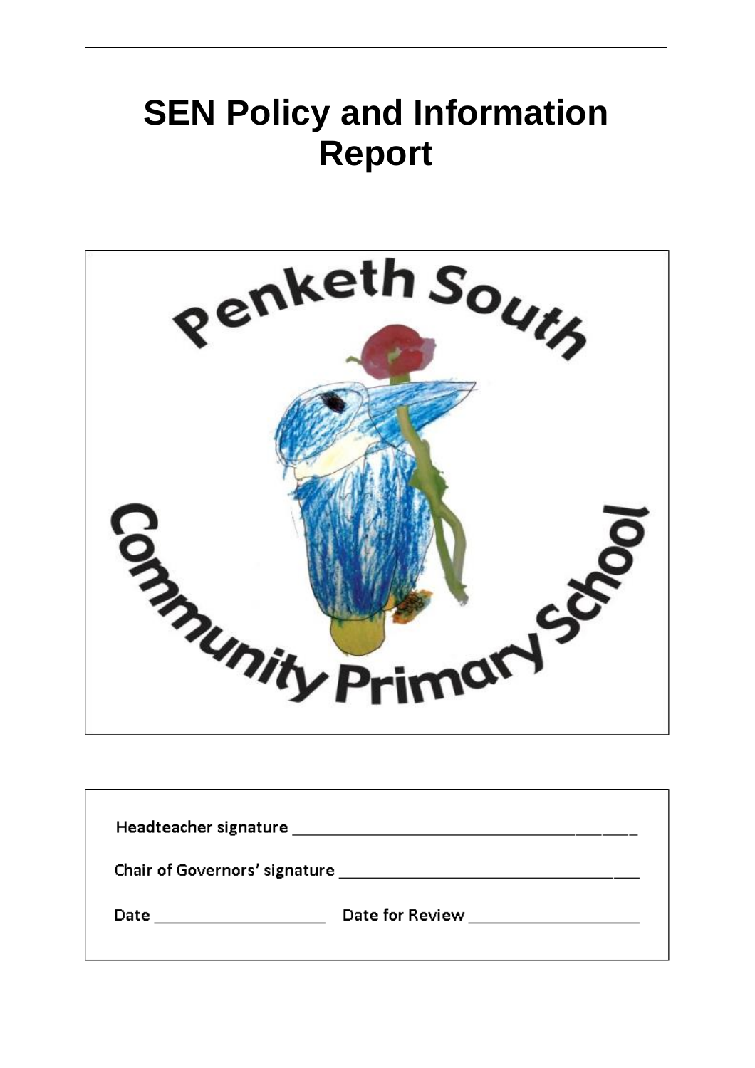# SEN Policy and Information Report

Penketh South Community Primary School

Headteacher signature ______________________________________

Chair of Governors' signature ________________________________

Date ____________________ Date for Review ____________________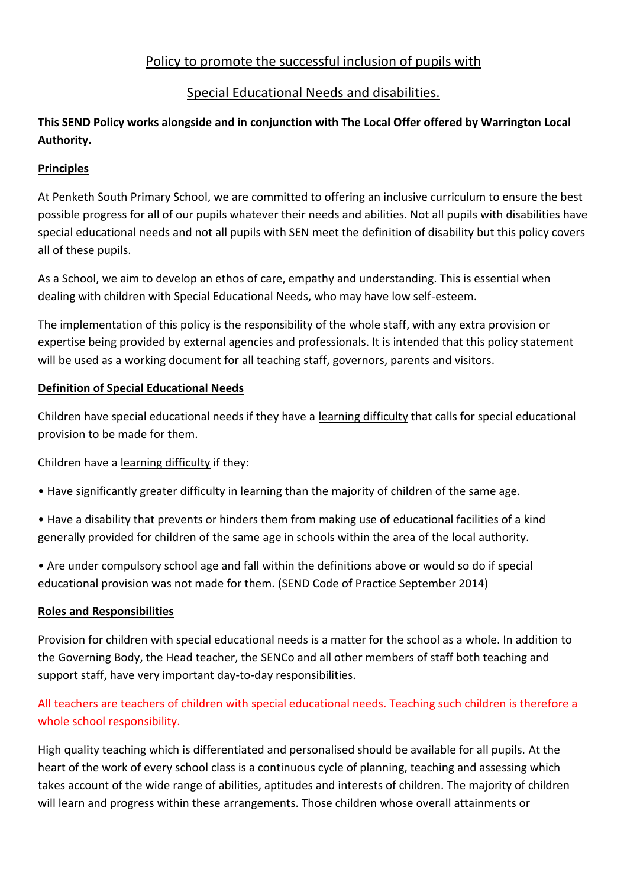# Policy to promote the successful inclusion of pupils with

# Special Educational Needs and disabilities.

**This SEND Policy works alongside and in conjunction with The Local Offer offered by Warrington Local Authority.**

**Principles**

At Penketh South Primary School, we are committed to offering an inclusive curriculum to ensure the best possible progress for all of our pupils whatever their needs and abilities. Not all pupils with disabilities have special educational needs and not all pupils with SEN meet the definition of disability but this policy covers all of these pupils.

As a School, we aim to develop an ethos of care, empathy and understanding. This is essential when dealing with children with Special Educational Needs, who may have low self-esteem.

The implementation of this policy is the responsibility of the whole staff, with any extra provision or expertise being provided by external agencies and professionals. It is intended that this policy statement will be used as a working document for all teaching staff, governors, parents and visitors.

**Definition of Special Educational Needs**

Children have special educational needs if they have a learning difficulty that calls for special educational provision to be made for them.

Children have a learning difficulty if they:

- Have significantly greater difficulty in learning than the majority of children of the same age.
- Have a disability that prevents or hinders them from making use of educational facilities of a kind generally provided for children of the same age in schools within the area of the local authority.
- Are under compulsory school age and fall within the definitions above or would so do if special educational provision was not made for them. (SEND Code of Practice September 2014)

**Roles and Responsibilities**

Provision for children with special educational needs is a matter for the school as a whole. In addition to the Governing Body, the Head teacher, the SENCo and all other members of staff both teaching and support staff, have very important day-to-day responsibilities.

All teachers are teachers of children with special educational needs. Teaching such children is therefore a whole school responsibility.

High quality teaching which is differentiated and personalised should be available for all pupils. At the heart of the work of every school class is a continuous cycle of planning, teaching and assessing which takes account of the wide range of abilities, aptitudes and interests of children. The majority of children will learn and progress within these arrangements. Those children whose overall attainments or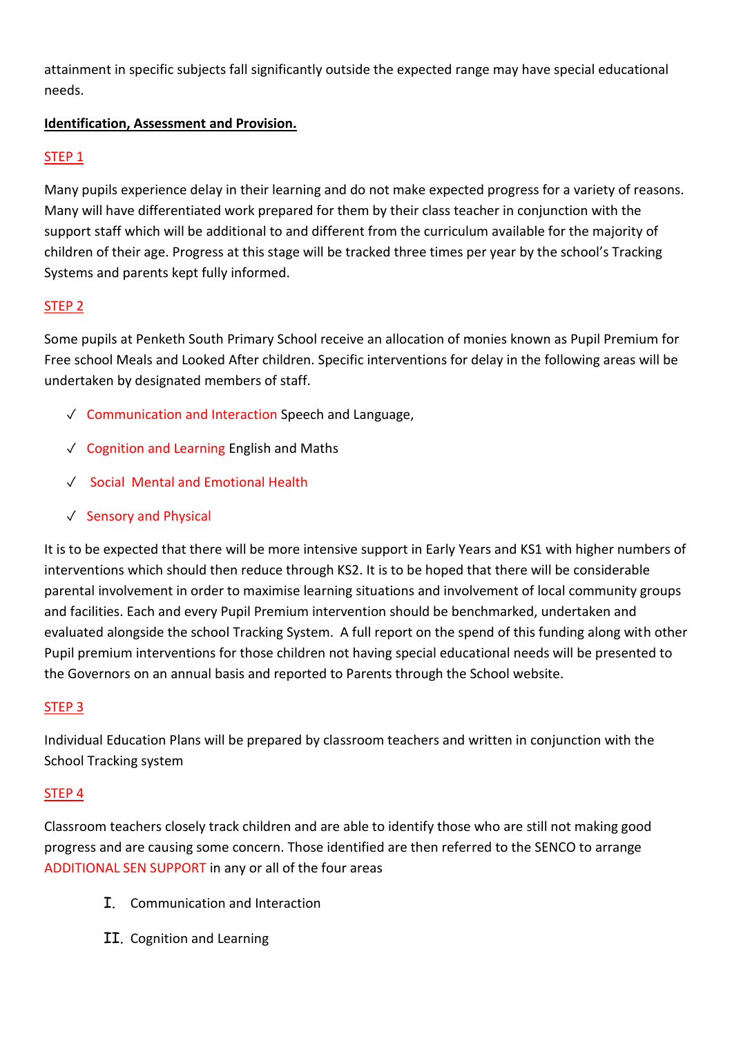attainment in specific subjects fall significantly outside the expected range may have special educational needs.

**Identification, Assessment and Provision.**

STEP 1

Many pupils experience delay in their learning and do not make expected progress for a variety of reasons. Many will have differentiated work prepared for them by their class teacher in conjunction with the support staff which will be additional to and different from the curriculum available for the majority of children of their age. Progress at this stage will be tracked three times per year by the school's Tracking Systems and parents kept fully informed.

STEP 2

Some pupils at Penketh South Primary School receive an allocation of monies known as Pupil Premium for Free school Meals and Looked After children. Specific interventions for delay in the following areas will be undertaken by designated members of staff.

- ✓ Communication and Interaction Speech and Language,
- ✓ Cognition and Learning English and Maths
- ✓ Social Mental and Emotional Health
- ✓ Sensory and Physical

It is to be expected that there will be more intensive support in Early Years and KS1 with higher numbers of interventions which should then reduce through KS2. It is to be hoped that there will be considerable parental involvement in order to maximise learning situations and involvement of local community groups and facilities. Each and every Pupil Premium intervention should be benchmarked, undertaken and evaluated alongside the school Tracking System. A full report on the spend of this funding along with other Pupil premium interventions for those children not having special educational needs will be presented to the Governors on an annual basis and reported to Parents through the School website.

STEP 3

Individual Education Plans will be prepared by classroom teachers and written in conjunction with the School Tracking system

STEP 4

Classroom teachers closely track children and are able to identify those who are still not making good progress and are causing some concern. Those identified are then referred to the SENCO to arrange ADDITIONAL SEN SUPPORT in any or all of the four areas

I. Communication and Interaction

II. Cognition and Learning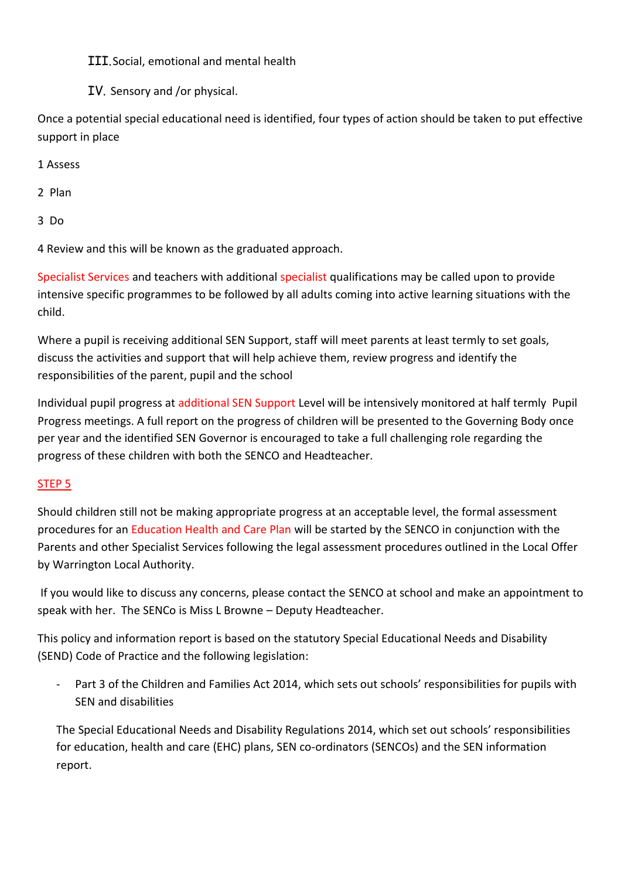III. Social, emotional and mental health

IV. Sensory and /or physical.

Once a potential special educational need is identified, four types of action should be taken to put effective support in place

1 Assess

2 Plan

3 Do

4 Review and this will be known as the graduated approach.

Specialist Services and teachers with additional specialist qualifications may be called upon to provide intensive specific programmes to be followed by all adults coming into active learning situations with the child.

Where a pupil is receiving additional SEN Support, staff will meet parents at least termly to set goals, discuss the activities and support that will help achieve them, review progress and identify the responsibilities of the parent, pupil and the school

Individual pupil progress at additional SEN Support Level will be intensively monitored at half termly Pupil Progress meetings. A full report on the progress of children will be presented to the Governing Body once per year and the identified SEN Governor is encouraged to take a full challenging role regarding the progress of these children with both the SENCO and Headteacher.

STEP 5

Should children still not be making appropriate progress at an acceptable level, the formal assessment procedures for an Education Health and Care Plan will be started by the SENCO in conjunction with the Parents and other Specialist Services following the legal assessment procedures outlined in the Local Offer by Warrington Local Authority.

If you would like to discuss any concerns, please contact the SENCO at school and make an appointment to speak with her. The SENCo is Miss L Browne – Deputy Headteacher.

This policy and information report is based on the statutory Special Educational Needs and Disability (SEND) Code of Practice and the following legislation:

- Part 3 of the Children and Families Act 2014, which sets out schools' responsibilities for pupils with SEN and disabilities

The Special Educational Needs and Disability Regulations 2014, which set out schools' responsibilities for education, health and care (EHC) plans, SEN co-ordinators (SENCOs) and the SEN information report.